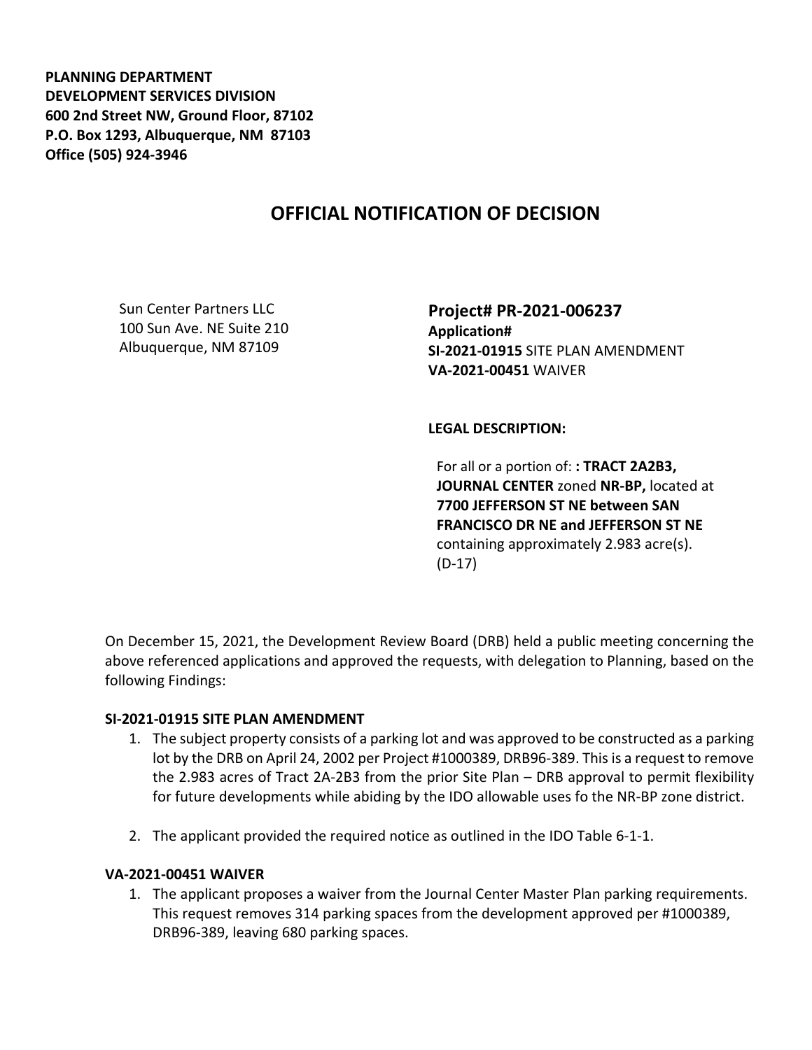**PLANNING DEPARTMENT**
**DEVELOPMENT SERVICES DIVISION**
**600 2nd Street NW, Ground Floor, 87102**
**P.O. Box 1293, Albuquerque, NM 87103**
**Office (505) 924-3946**

# OFFICIAL NOTIFICATION OF DECISION

Sun Center Partners LLC
100 Sun Ave. NE Suite 210
Albuquerque, NM 87109

**Project# PR-2021-006237**
**Application#**
**SI-2021-01915** SITE PLAN AMENDMENT
**VA-2021-00451** WAIVER

**LEGAL DESCRIPTION:**

For all or a portion of: **: TRACT 2A2B3, JOURNAL CENTER** zoned **NR-BP,** located at **7700 JEFFERSON ST NE between SAN FRANCISCO DR NE and JEFFERSON ST NE** containing approximately 2.983 acre(s). (D-17)

On December 15, 2021, the Development Review Board (DRB) held a public meeting concerning the above referenced applications and approved the requests, with delegation to Planning, based on the following Findings:

**SI-2021-01915 SITE PLAN AMENDMENT**

1. The subject property consists of a parking lot and was approved to be constructed as a parking lot by the DRB on April 24, 2002 per Project #1000389, DRB96-389. This is a request to remove the 2.983 acres of Tract 2A-2B3 from the prior Site Plan – DRB approval to permit flexibility for future developments while abiding by the IDO allowable uses fo the NR-BP zone district.

2. The applicant provided the required notice as outlined in the IDO Table 6-1-1.

**VA-2021-00451 WAIVER**

1. The applicant proposes a waiver from the Journal Center Master Plan parking requirements. This request removes 314 parking spaces from the development approved per #1000389, DRB96-389, leaving 680 parking spaces.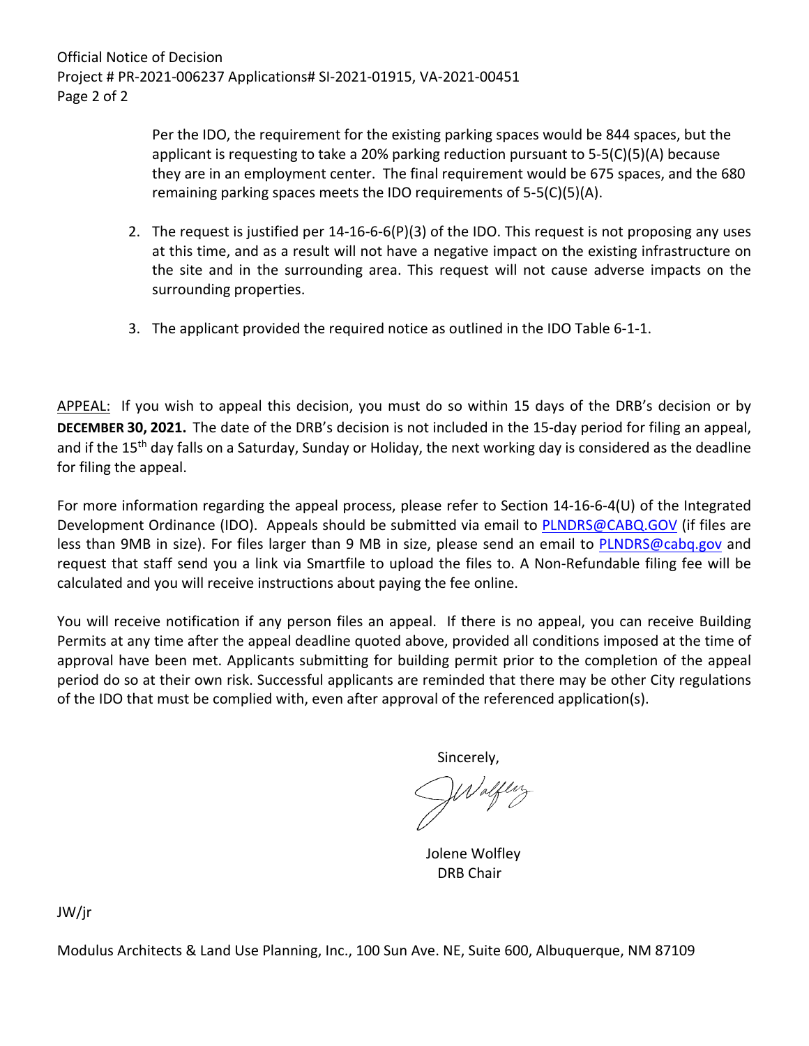Per the IDO, the requirement for the existing parking spaces would be 844 spaces, but the applicant is requesting to take a 20% parking reduction pursuant to 5-5(C)(5)(A) because they are in an employment center. The final requirement would be 675 spaces, and the 680 remaining parking spaces meets the IDO requirements of 5-5(C)(5)(A).

2. The request is justified per 14-16-6-6(P)(3) of the IDO. This request is not proposing any uses at this time, and as a result will not have a negative impact on the existing infrastructure on the site and in the surrounding area. This request will not cause adverse impacts on the surrounding properties.

3. The applicant provided the required notice as outlined in the IDO Table 6-1-1.

APPEAL: If you wish to appeal this decision, you must do so within 15 days of the DRB's decision or by **DECEMBER 30, 2021.** The date of the DRB's decision is not included in the 15-day period for filing an appeal, and if the 15th day falls on a Saturday, Sunday or Holiday, the next working day is considered as the deadline for filing the appeal.

For more information regarding the appeal process, please refer to Section 14-16-6-4(U) of the Integrated Development Ordinance (IDO). Appeals should be submitted via email to PLNDRS@CABQ.GOV (if files are less than 9MB in size). For files larger than 9 MB in size, please send an email to PLNDRS@cabq.gov and request that staff send you a link via Smartfile to upload the files to. A Non-Refundable filing fee will be calculated and you will receive instructions about paying the fee online.

You will receive notification if any person files an appeal. If there is no appeal, you can receive Building Permits at any time after the appeal deadline quoted above, provided all conditions imposed at the time of approval have been met. Applicants submitting for building permit prior to the completion of the appeal period do so at their own risk. Successful applicants are reminded that there may be other City regulations of the IDO that must be complied with, even after approval of the referenced application(s).

Sincerely,

Jolene Wolfley
DRB Chair

JW/jr

Modulus Architects & Land Use Planning, Inc., 100 Sun Ave. NE, Suite 600, Albuquerque, NM 87109